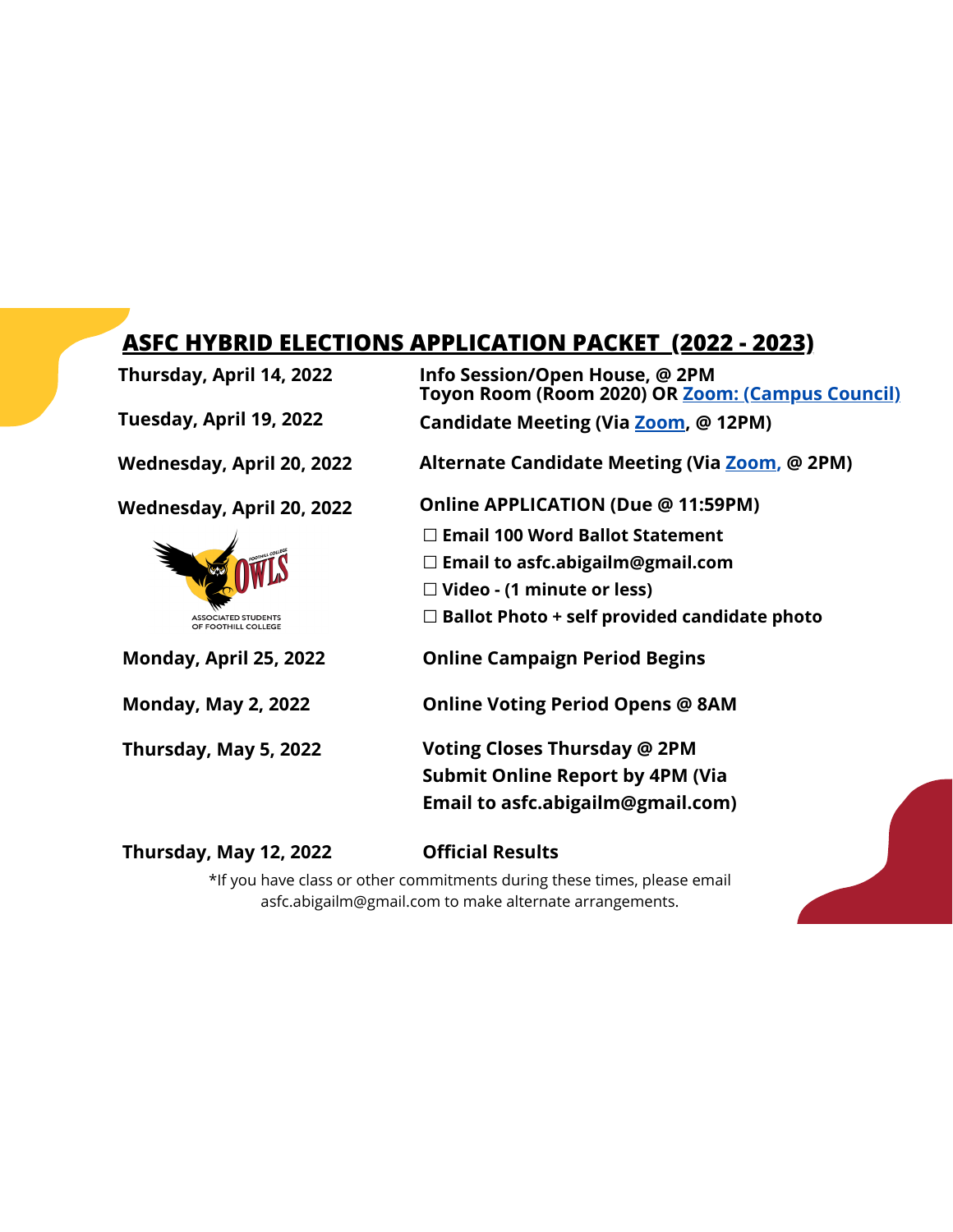## ASFC HYBRID ELECTIONS APPLICATION PACKET (2022 - 2023)

| | |
|---|---|
| **Thursday, April 14, 2022** | **Info Session/Open House, @ 2PM Toyon Room (Room 2020) OR Zoom: (Campus Council)** |
| **Tuesday, April 19, 2022** | **Candidate Meeting (Via Zoom, @ 12PM)** |
| **Wednesday, April 20, 2022** | **Alternate Candidate Meeting (Via Zoom, @ 2PM)** |
| **Wednesday, April 20, 2022** | **Online APPLICATION (Due @ 11:59PM)**<br>☐ **Email 100 Word Ballot Statement**<br>☐ **Email to asfc.abigailm@gmail.com**<br>☐ **Video - (1 minute or less)**<br>☐ **Ballot Photo + self provided candidate photo** |
| **Monday, April 25, 2022** | **Online Campaign Period Begins** |
| **Monday, May 2, 2022** | **Online Voting Period Opens @ 8AM** |
| **Thursday, May 5, 2022** | **Voting Closes Thursday @ 2PM Submit Online Report by 4PM (Via Email to asfc.abigailm@gmail.com)** |
| **Thursday, May 12, 2022** | **Official Results** |

ASSOCIATED STUDENTS OF FOOTHILL COLLEGE

*If you have class or other commitments during these times, please email asfc.abigailm@gmail.com to make alternate arrangements.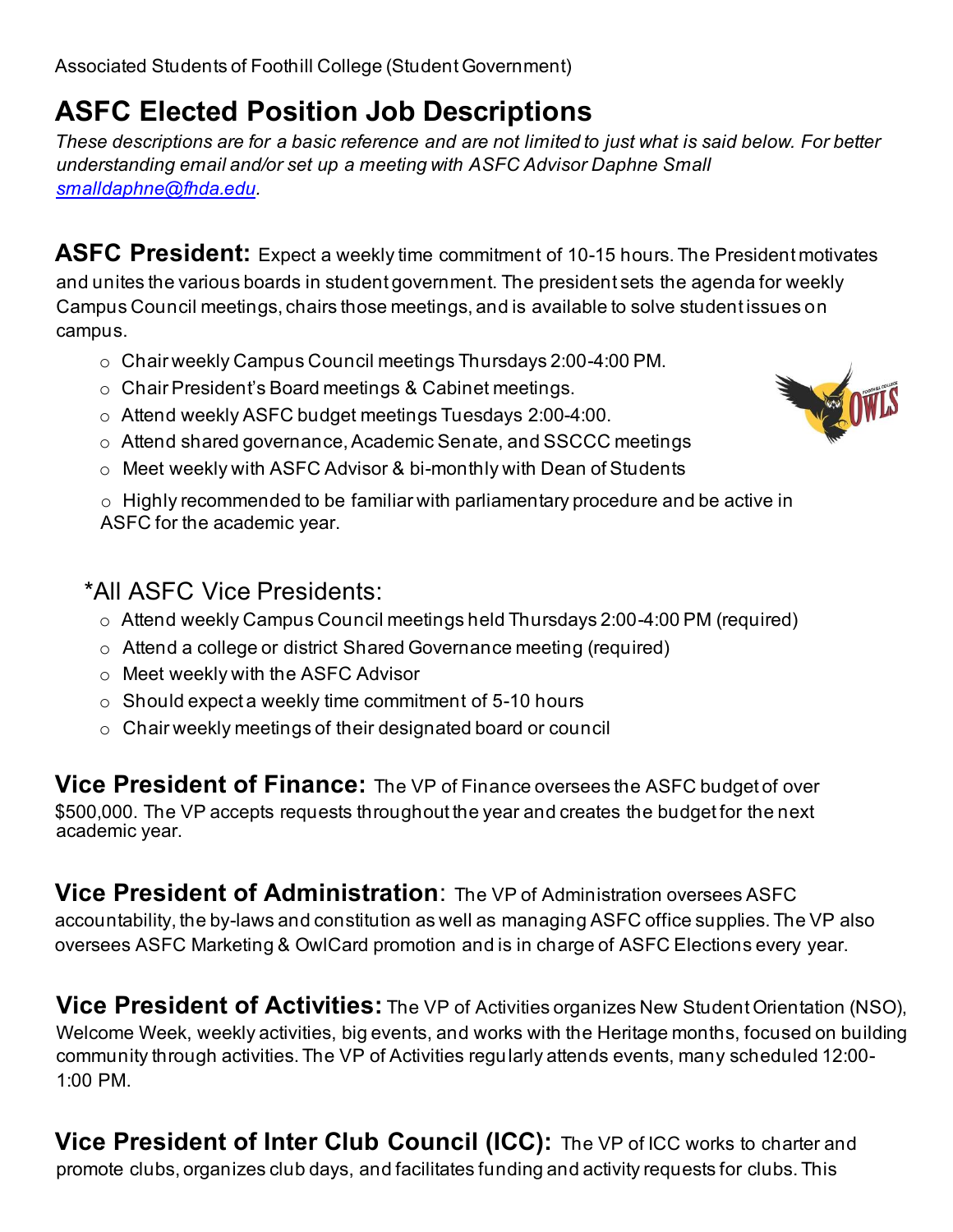Associated Students of Foothill College (Student Government)

# ASFC Elected Position Job Descriptions

*These descriptions are for a basic reference and are not limited to just what is said below. For better understanding email and/or set up a meeting with ASFC Advisor Daphne Small [smalldaphne@fhda.edu](mailto:smalldaphne@fhda.edu).*

**ASFC President:** Expect a weekly time commitment of 10-15 hours. The President motivates and unites the various boards in student government. The president sets the agenda for weekly Campus Council meetings, chairs those meetings, and is available to solve student issues on campus.

- Chair weekly Campus Council meetings Thursdays 2:00-4:00 PM.
- Chair President's Board meetings & Cabinet meetings.
- Attend weekly ASFC budget meetings Tuesdays 2:00-4:00.
- Attend shared governance, Academic Senate, and SSCCC meetings
- Meet weekly with ASFC Advisor & bi-monthly with Dean of Students
- Highly recommended to be familiar with parliamentary procedure and be active in ASFC for the academic year.

*All ASFC Vice Presidents:

- Attend weekly Campus Council meetings held Thursdays 2:00-4:00 PM (required)
- Attend a college or district Shared Governance meeting (required)
- Meet weekly with the ASFC Advisor
- Should expect a weekly time commitment of 5-10 hours
- Chair weekly meetings of their designated board or council

**Vice President of Finance:** The VP of Finance oversees the ASFC budget of over $500,000. The VP accepts requests throughout the year and creates the budget for the next academic year.

**Vice President of Administration**: The VP of Administration oversees ASFC accountability, the by-laws and constitution as well as managing ASFC office supplies. The VP also oversees ASFC Marketing & OwlCard promotion and is in charge of ASFC Elections every year.

**Vice President of Activities:** The VP of Activities organizes New Student Orientation (NSO), Welcome Week, weekly activities, big events, and works with the Heritage months, focused on building community through activities. The VP of Activities regularly attends events, many scheduled 12:00-1:00 PM.

**Vice President of Inter Club Council (ICC):** The VP of ICC works to charter and promote clubs, organizes club days, and facilitates funding and activity requests for clubs. This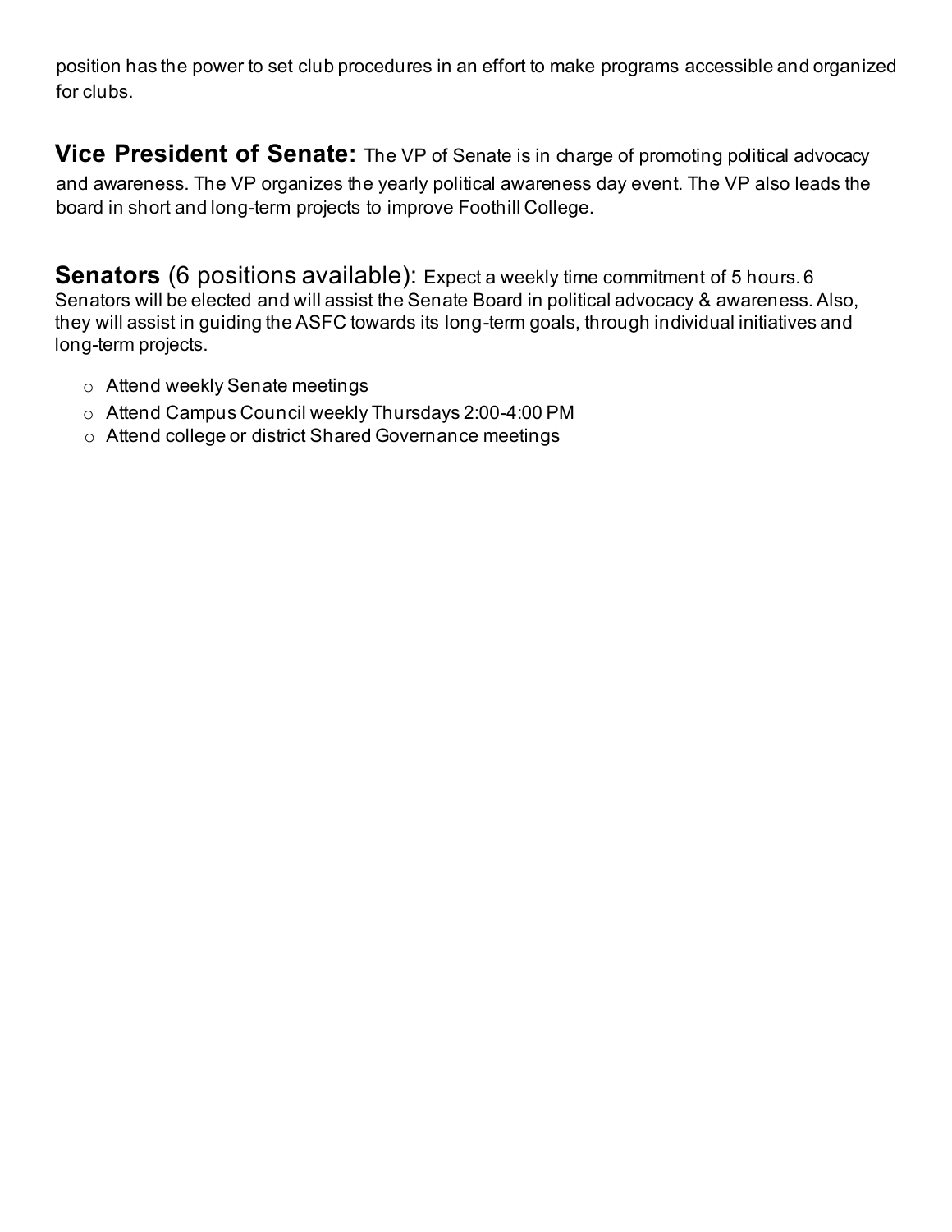position has the power to set club procedures in an effort to make programs accessible and organized for clubs.

**Vice President of Senate:** The VP of Senate is in charge of promoting political advocacy and awareness. The VP organizes the yearly political awareness day event. The VP also leads the board in short and long-term projects to improve Foothill College.

**Senators** (6 positions available): Expect a weekly time commitment of 5 hours. 6 Senators will be elected and will assist the Senate Board in political advocacy & awareness. Also, they will assist in guiding the ASFC towards its long-term goals, through individual initiatives and long-term projects.

- Attend weekly Senate meetings
- Attend Campus Council weekly Thursdays 2:00-4:00 PM
- Attend college or district Shared Governance meetings